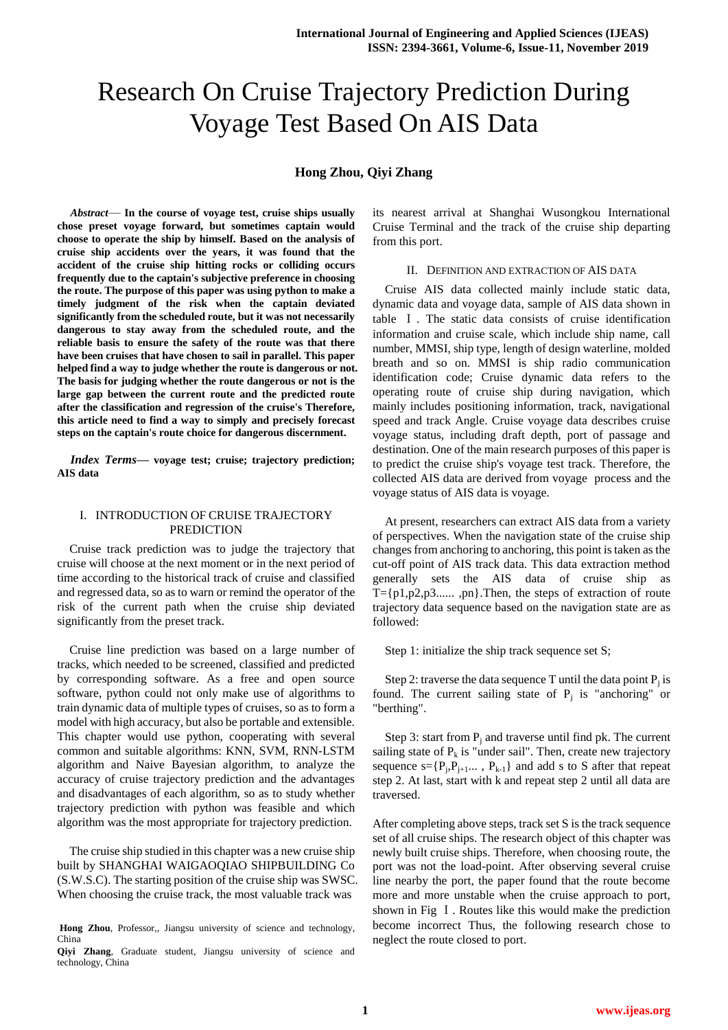# Research On Cruise Trajectory Prediction During Voyage Test Based On AIS Data

**Hong Zhou, Qiyi Zhang**

***Abstract*— In the course of voyage test, cruise ships usually chose preset voyage forward, but sometimes captain would choose to operate the ship by himself. Based on the analysis of cruise ship accidents over the years, it was found that the accident of the cruise ship hitting rocks or colliding occurs frequently due to the captain's subjective preference in choosing the route. The purpose of this paper was using python to make a timely judgment of the risk when the captain deviated significantly from the scheduled route, but it was not necessarily dangerous to stay away from the scheduled route, and the reliable basis to ensure the safety of the route was that there have been cruises that have chosen to sail in parallel. This paper helped find a way to judge whether the route is dangerous or not. The basis for judging whether the route dangerous or not is the large gap between the current route and the predicted route after the classification and regression of the cruise's Therefore, this article need to find a way to simply and precisely forecast steps on the captain's route choice for dangerous discernment.**

***Index Terms*— voyage test; cruise; trajectory prediction; AIS data**

## I. Introduction of Cruise Trajectory Prediction

Cruise track prediction was to judge the trajectory that cruise will choose at the next moment or in the next period of time according to the historical track of cruise and classified and regressed data, so as to warn or remind the operator of the risk of the current path when the cruise ship deviated significantly from the preset track.

Cruise line prediction was based on a large number of tracks, which needed to be screened, classified and predicted by corresponding software. As a free and open source software, python could not only make use of algorithms to train dynamic data of multiple types of cruises, so as to form a model with high accuracy, but also be portable and extensible. This chapter would use python, cooperating with several common and suitable algorithms: KNN, SVM, RNN-LSTM algorithm and Naive Bayesian algorithm, to analyze the accuracy of cruise trajectory prediction and the advantages and disadvantages of each algorithm, so as to study whether trajectory prediction with python was feasible and which algorithm was the most appropriate for trajectory prediction.

The cruise ship studied in this chapter was a new cruise ship built by SHANGHAI WAIGAOQIAO SHIPBUILDING Co (S.W.S.C). The starting position of the cruise ship was SWSC. When choosing the cruise track, the most valuable track was its nearest arrival at Shanghai Wusongkou International Cruise Terminal and the track of the cruise ship departing from this port.

**Hong Zhou**, Professor,, Jiangsu university of science and technology, China

**Qiyi Zhang**, Graduate student, Jiangsu university of science and technology, China

## II. Definition and Extraction of AIS Data

Cruise AIS data collected mainly include static data, dynamic data and voyage data, sample of AIS data shown in table Ⅰ. The static data consists of cruise identification information and cruise scale, which include ship name, call number, MMSI, ship type, length of design waterline, molded breath and so on. MMSI is ship radio communication identification code; Cruise dynamic data refers to the operating route of cruise ship during navigation, which mainly includes positioning information, track, navigational speed and track Angle. Cruise voyage data describes cruise voyage status, including draft depth, port of passage and destination. One of the main research purposes of this paper is to predict the cruise ship's voyage test track. Therefore, the collected AIS data are derived from voyage process and the voyage status of AIS data is voyage.

At present, researchers can extract AIS data from a variety of perspectives. When the navigation state of the cruise ship changes from anchoring to anchoring, this point is taken as the cut-off point of AIS track data. This data extraction method generally sets the AIS data of cruise ship as T={p1,p2,p3...... ,pn}.Then, the steps of extraction of route trajectory data sequence based on the navigation state are as followed:

Step 1: initialize the ship track sequence set S;

Step 2: traverse the data sequence T until the data point $P_j$ is found. The current sailing state of $P_j$ is "anchoring" or "berthing".

Step 3: start from $P_j$ and traverse until find pk. The current sailing state of $P_k$ is "under sail". Then, create new trajectory sequence s={$P_j$,$P_{j+1}$... , $P_{k-1}$} and add s to S after that repeat step 2. At last, start with k and repeat step 2 until all data are traversed.

After completing above steps, track set S is the track sequence set of all cruise ships. The research object of this chapter was newly built cruise ships. Therefore, when choosing route, the port was not the load-point. After observing several cruise line nearby the port, the paper found that the route become more and more unstable when the cruise approach to port, shown in Fig Ⅰ. Routes like this would make the prediction become incorrect Thus, the following research chose to neglect the route closed to port.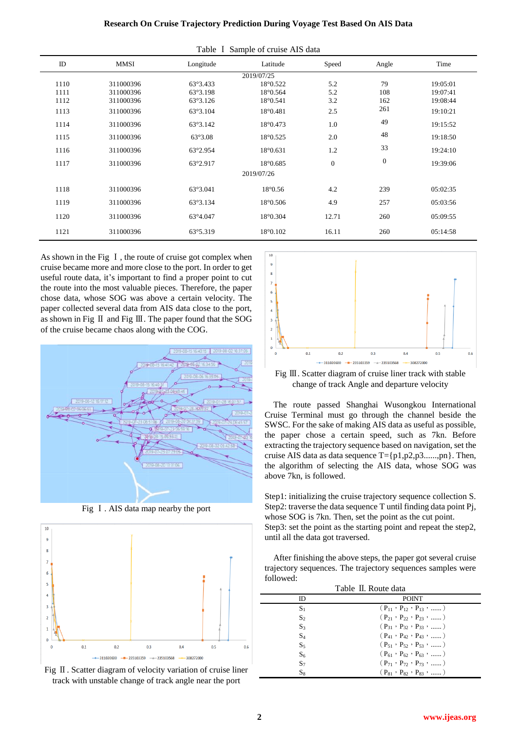Table Ⅰ Sample of cruise AIS data

| ID | MMSI | Longitude | Latitude | Speed | Angle | Time |
|---|---|---|---|---|---|---|
| | | | 2019/07/25 | | | |
| 1110 | 311000396 | 63°3.433 | 18°0.522 | 5.2 | 79 | 19:05:01 |
| 1111 | 311000396 | 63°3.198 | 18°0.564 | 5.2 | 108 | 19:07:41 |
| 1112 | 311000396 | 63°3.126 | 18°0.541 | 3.2 | 162 | 19:08:44 |
| 1113 | 311000396 | 63°3.104 | 18°0.481 | 2.5 | 261 | 19:10:21 |
| 1114 | 311000396 | 63°3.142 | 18°0.473 | 1.0 | 49 | 19:15:52 |
| 1115 | 311000396 | 63°3.08 | 18°0.525 | 2.0 | 48 | 19:18:50 |
| 1116 | 311000396 | 63°2.954 | 18°0.631 | 1.2 | 33 | 19:24:10 |
| 1117 | 311000396 | 63°2.917 | 18°0.685 | 0 | 0 | 19:39:06 |
| | | | 2019/07/26 | | | |
| 1118 | 311000396 | 63°3.041 | 18°0.56 | 4.2 | 239 | 05:02:35 |
| 1119 | 311000396 | 63°3.134 | 18°0.506 | 4.9 | 257 | 05:03:56 |
| 1120 | 311000396 | 63°4.047 | 18°0.304 | 12.71 | 260 | 05:09:55 |
| 1121 | 311000396 | 63°5.319 | 18°0.102 | 16.11 | 260 | 05:14:58 |

As shown in the Fig Ⅰ, the route of cruise got complex when cruise became more and more close to the port. In order to get useful route data, it's important to find a proper point to cut the route into the most valuable pieces. Therefore, the paper chose data, whose SOG was above a certain velocity. The paper collected several data from AIS data close to the port, as shown in Fig Ⅱ and Fig Ⅲ. The paper found that the SOG of the cruise became chaos along with the COG.

Fig Ⅰ. AIS data map nearby the port

Fig Ⅱ. Scatter diagram of velocity variation of cruise liner track with unstable change of track angle near the port

Fig Ⅲ. Scatter diagram of cruise liner track with stable change of track Angle and departure velocity

The route passed Shanghai Wusongkou International Cruise Terminal must go through the channel beside the SWSC. For the sake of making AIS data as useful as possible, the paper chose a certain speed, such as 7kn. Before extracting the trajectory sequence based on navigation, set the cruise AIS data as data sequence $T=\{p1,p2,p3......,pn\}$. Then, the algorithm of selecting the AIS data, whose SOG was above 7kn, is followed.

Step1: initializing the cruise trajectory sequence collection S.
Step2: traverse the data sequence T until finding data point Pj, whose SOG is 7kn. Then, set the point as the cut point.
Step3: set the point as the starting point and repeat the step2, until all the data got traversed.

After finishing the above steps, the paper got several cruise trajectory sequences. The trajectory sequences samples were followed:

Table Ⅱ. Route data

| ID | POINT |
|---|---|
| $S_1$ | $(P_{11}, P_{12}, P_{13}, ......)$ |
| $S_2$ | $(P_{21}, P_{22}, P_{23}, ......)$ |
| $S_3$ | $(P_{31}, P_{32}, P_{33}, ......)$ |
| $S_4$ | $(P_{41}, P_{42}, P_{43}, ......)$ |
| $S_5$ | $(P_{51}, P_{52}, P_{53}, ......)$ |
| $S_6$ | $(P_{61}, P_{62}, P_{63}, ......)$ |
| $S_7$ | $(P_{71}, P_{72}, P_{73}, ......)$ |
| $S_8$ | $(P_{81}, P_{82}, P_{83}, ......)$ |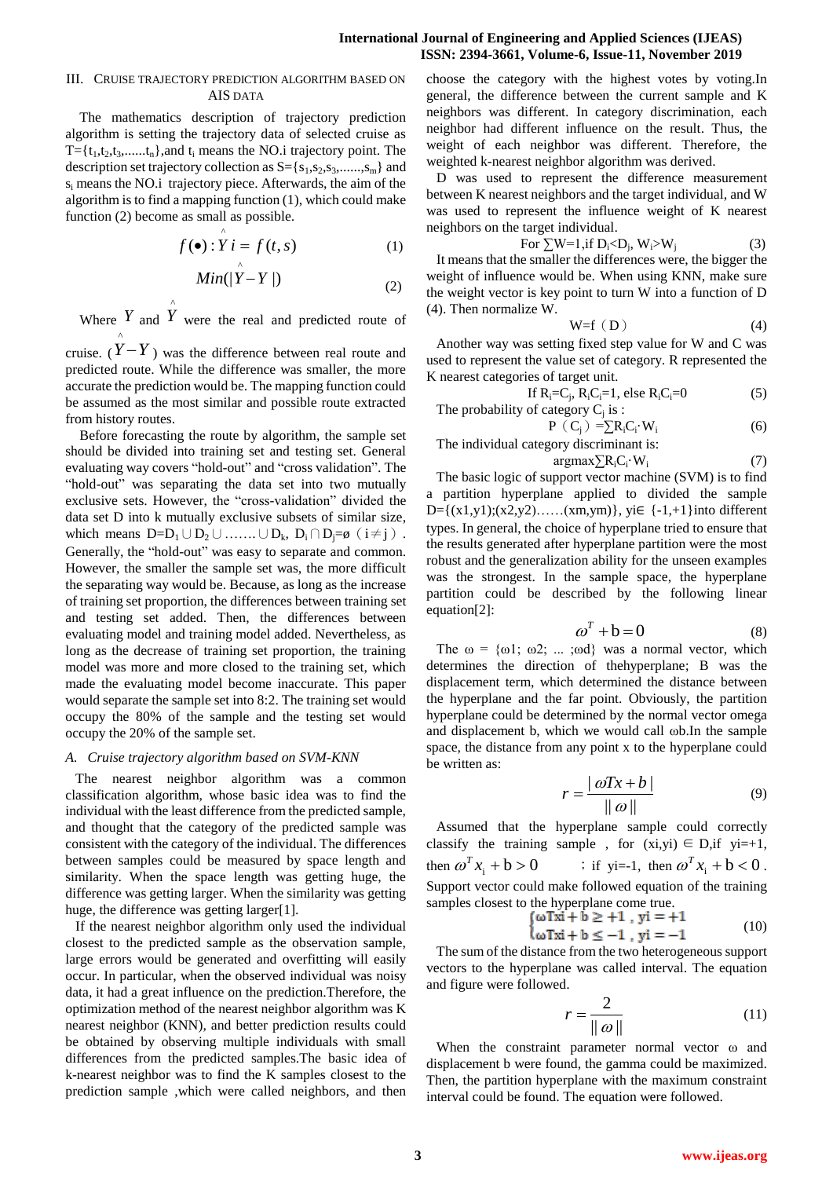## III. Cruise Trajectory Prediction Algorithm Based on AIS Data

The mathematics description of trajectory prediction algorithm is setting the trajectory data of selected cruise as $T=\{t_1,t_2,t_3,......t_n\}$,and $t_i$ means the NO.i trajectory point. The description set trajectory collection as $S=\{s_1,s_2,s_3,......,s_m\}$ and $s_i$ means the NO.i trajectory piece. Afterwards, the aim of the algorithm is to find a mapping function (1), which could make function (2) become as small as possible.

$$f(\bullet): \hat{Y}i = f(t,s) \tag{1}$$

$$Min(|\hat{Y} - Y|) \tag{2}$$

Where $Y$ and $\hat{Y}$ were the real and predicted route of cruise. ($\hat{Y} - Y$) was the difference between real route and predicted route. While the difference was smaller, the more accurate the prediction would be. The mapping function could be assumed as the most similar and possible route extracted from history routes.

Before forecasting the route by algorithm, the sample set should be divided into training set and testing set. General evaluating way covers "hold-out" and "cross validation". The "hold-out" was separating the data set into two mutually exclusive sets. However, the "cross-validation" divided the data set D into k mutually exclusive subsets of similar size, which means $D=D_1\cup D_2\cup .......\cup D_k$, $D_i\cap D_j=\varnothing$（$i\neq j$）. Generally, the "hold-out" was easy to separate and common. However, the smaller the sample set was, the more difficult the separating way would be. Because, as long as the increase of training set proportion, the differences between training set and testing set added. Then, the differences between evaluating model and training model added. Nevertheless, as long as the decrease of training set proportion, the training model was more and more closed to the training set, which made the evaluating model become inaccurate. This paper would separate the sample set into 8:2. The training set would occupy the 80% of the sample and the testing set would occupy the 20% of the sample set.

### *A. Cruise trajectory algorithm based on SVM-KNN*

The nearest neighbor algorithm was a common classification algorithm, whose basic idea was to find the individual with the least difference from the predicted sample, and thought that the category of the predicted sample was consistent with the category of the individual. The differences between samples could be measured by space length and similarity. When the space length was getting huge, the difference was getting larger. When the similarity was getting huge, the difference was getting larger[1].

If the nearest neighbor algorithm only used the individual closest to the predicted sample as the observation sample, large errors would be generated and overfitting will easily occur. In particular, when the observed individual was noisy data, it had a great influence on the prediction.Therefore, the optimization method of the nearest neighbor algorithm was K nearest neighbor (KNN), and better prediction results could be obtained by observing multiple individuals with small differences from the predicted samples.The basic idea of k-nearest neighbor was to find the K samples closest to the prediction sample ,which were called neighbors, and then choose the category with the highest votes by voting.In general, the difference between the current sample and K neighbors was different. In category discrimination, each neighbor had different influence on the result. Thus, the weight of each neighbor was different. Therefore, the weighted k-nearest neighbor algorithm was derived.

D was used to represent the difference measurement between K nearest neighbors and the target individual, and W was used to represent the influence weight of K nearest neighbors on the target individual.

$$\text{For } \sum W=1, \text{if } D_i<D_j,\ W_i>W_j \tag{3}$$

It means that the smaller the differences were, the bigger the weight of influence would be. When using KNN, make sure the weight vector is key point to turn W into a function of D (4). Then normalize W.

$$W=f（D） \tag{4}$$

Another way was setting fixed step value for W and C was used to represent the value set of category. R represented the K nearest categories of target unit.

$$\text{If } R_i=C_j,\ R_iC_i=1, \text{ else } R_iC_i=0 \tag{5}$$

The probability of category $C_j$ is :

$$P（C_j）=\sum R_iC_i\cdot W_i \tag{6}$$

The individual category discriminant is:

$$\text{argmax}\sum R_iC_i\cdot W_i \tag{7}$$

The basic logic of support vector machine (SVM) is to find a partition hyperplane applied to divided the sample $D=\{(x1,y1);(x2,y2)……(xm,ym)\}$, $yi\in \{-1,+1\}$into different types. In general, the choice of hyperplane tried to ensure that the results generated after hyperplane partition were the most robust and the generalization ability for the unseen examples was the strongest. In the sample space, the hyperplane partition could be described by the following linear equation[2]:

$$\omega^T + b = 0 \tag{8}$$

The $\omega = \{\omega1;\ \omega2;\ ...\ ;\omega d\}$ was a normal vector, which determines the direction of thehyperplane; B was the displacement term, which determined the distance between the hyperplane and the far point. Obviously, the partition hyperplane could be determined by the normal vector omega and displacement b, which we would call ωb.In the sample space, the distance from any point x to the hyperplane could be written as:

$$r = \frac{|\omega Tx + b|}{\|\omega\|} \tag{9}$$

Assumed that the hyperplane sample could correctly classify the training sample , for $(xi,yi)\in D$,if yi=+1, then $\omega^T x_i + b > 0$ ; if yi=-1, then $\omega^T x_i + b < 0$. Support vector could make followed equation of the training samples closest to the hyperplane come true.

$$\begin{cases} \omega Txi + b \geq +1\ ,\ yi = +1 \\ \omega Txi + b \leq -1\ ,\ yi = -1 \end{cases} \tag{10}$$

The sum of the distance from the two heterogeneous support vectors to the hyperplane was called interval. The equation and figure were followed.

$$r = \frac{2}{\|\omega\|} \tag{11}$$

When the constraint parameter normal vector ω and displacement b were found, the gamma could be maximized. Then, the partition hyperplane with the maximum constraint interval could be found. The equation were followed.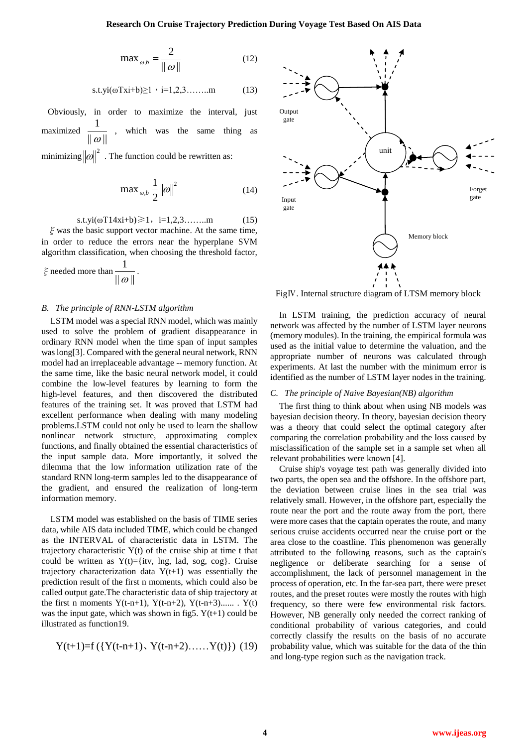$$\max_{\omega,b} = \frac{2}{\|\omega\|} \tag{12}$$

$$\text{s.t.} y_i(\omega T x_i + b) \geq 1 \text{，} i=1,2,3\ldots\ldots m \tag{13}$$

Obviously, in order to maximize the interval, just maximized $\frac{1}{\|\omega\|}$ , which was the same thing as minimizing $\|\omega\|^2$ . The function could be rewritten as:

$$\max_{\omega,b} \frac{1}{2}\|\omega\|^2 \tag{14}$$

$$\text{s.t.} y_i(\omega T14 x_i + b) \geqslant 1\text{，} i=1,2,3\ldots\ldots m \tag{15}$$

$\xi$ was the basic support vector machine. At the same time, in order to reduce the errors near the hyperplane SVM algorithm classification, when choosing the threshold factor, $\xi$ needed more than $\frac{1}{\|\omega\|}$.

### *B. The principle of RNN-LSTM algorithm*

LSTM model was a special RNN model, which was mainly used to solve the problem of gradient disappearance in ordinary RNN model when the time span of input samples was long[3]. Compared with the general neural network, RNN model had an irreplaceable advantage -- memory function. At the same time, like the basic neural network model, it could combine the low-level features by learning to form the high-level features, and then discovered the distributed features of the training set. It was proved that LSTM had excellent performance when dealing with many modeling problems.LSTM could not only be used to learn the shallow nonlinear network structure, approximating complex functions, and finally obtained the essential characteristics of the input sample data. More importantly, it solved the dilemma that the low information utilization rate of the standard RNN long-term samples led to the disappearance of the gradient, and ensured the realization of long-term information memory.

LSTM model was established on the basis of TIME series data, while AIS data included TIME, which could be changed as the INTERVAL of characteristic data in LSTM. The trajectory characteristic Y(t) of the cruise ship at time t that could be written as Y(t)={itv, lng, lad, sog, cog}. Cruise trajectory characterization data Y(t+1) was essentially the prediction result of the first n moments, which could also be called output gate.The characteristic data of ship trajectory at the first n moments Y(t-n+1), Y(t-n+2), Y(t-n+3)...... . Y(t) was the input gate, which was shown in fig5. Y(t+1) could be illustrated as function19.

$$Y(t+1)=f\left(\{Y(t-n+1)\text{、}Y(t-n+2)\ldots\ldots Y(t)\}\right) \tag{19}$$

Output gate

unit

Input gate

Forget gate

Memory block

FigⅣ. Internal structure diagram of LTSM memory block

In LSTM training, the prediction accuracy of neural network was affected by the number of LSTM layer neurons (memory modules). In the training, the empirical formula was used as the initial value to determine the valuation, and the appropriate number of neurons was calculated through experiments. At last the number with the minimum error is identified as the number of LSTM layer nodes in the training.

### *C. The principle of Naive Bayesian(NB) algorithm*

The first thing to think about when using NB models was bayesian decision theory. In theory, bayesian decision theory was a theory that could select the optimal category after comparing the correlation probability and the loss caused by misclassification of the sample set in a sample set when all relevant probabilities were known [4].

Cruise ship's voyage test path was generally divided into two parts, the open sea and the offshore. In the offshore part, the deviation between cruise lines in the sea trial was relatively small. However, in the offshore part, especially the route near the port and the route away from the port, there were more cases that the captain operates the route, and many serious cruise accidents occurred near the cruise port or the area close to the coastline. This phenomenon was generally attributed to the following reasons, such as the captain's negligence or deliberate searching for a sense of accomplishment, the lack of personnel management in the process of operation, etc. In the far-sea part, there were preset routes, and the preset routes were mostly the routes with high frequency, so there were few environmental risk factors. However, NB generally only needed the correct ranking of conditional probability of various categories, and could correctly classify the results on the basis of no accurate probability value, which was suitable for the data of the thin and long-type region such as the navigation track.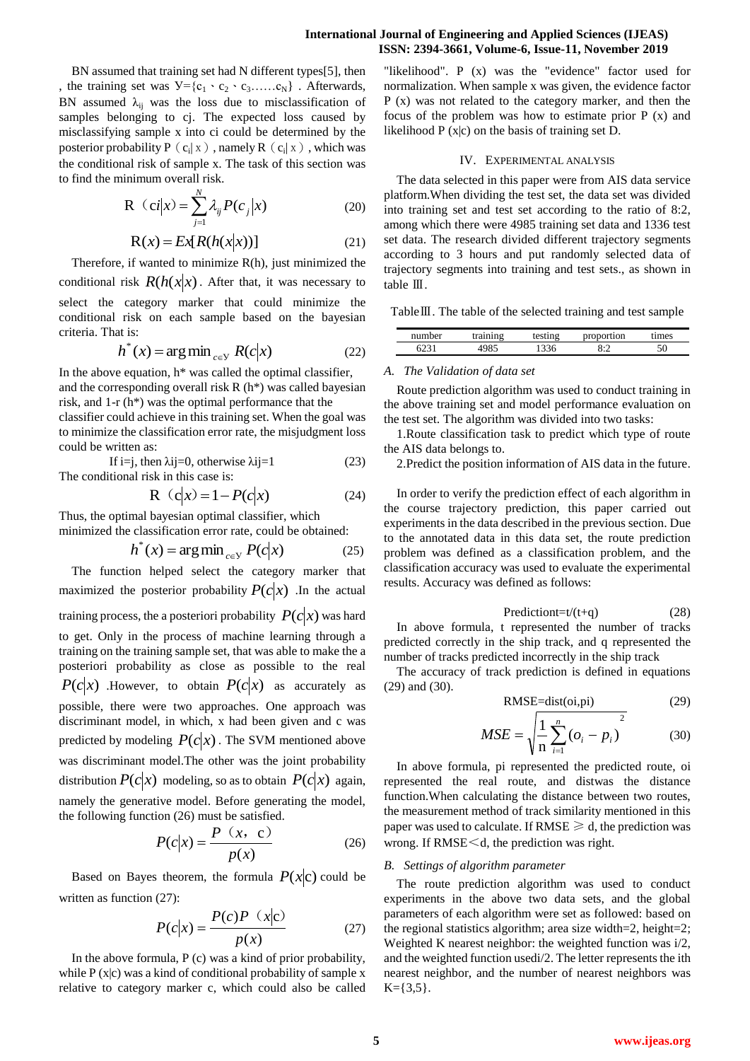BN assumed that training set had N different types[5], then , the training set was $Y=\{c_1、c_2、c_3……c_N\}$ . Afterwards, BN assumed $\lambda_{ij}$ was the loss due to misclassification of samples belonging to cj. The expected loss caused by misclassifying sample x into ci could be determined by the posterior probability $P(c_i|x)$ , namely $R(c_i|x)$ , which was the conditional risk of sample x. The task of this section was to find the minimum overall risk.

$$R（ci|x)=\sum_{j=1}^{N}\lambda_{ij}P(c_j|x) \tag{20}$$

$$R(x)=Ex[R(h(x|x))] \tag{21}$$

Therefore, if wanted to minimize R(h), just minimized the conditional risk $R(h(x|x)$. After that, it was necessary to select the category marker that could minimize the conditional risk on each sample based on the bayesian criteria. That is:

$$h^*(x)=\arg\min_{c\in Y} R(c|x) \tag{22}$$

In the above equation, h* was called the optimal classifier, and the corresponding overall risk R (h*) was called bayesian risk, and 1-r (h*) was the optimal performance that the classifier could achieve in this training set. When the goal was to minimize the classification error rate, the misjudgment loss could be written as:

$$\text{If i=j, then } \lambda ij=0, \text{ otherwise } \lambda ij=1 \tag{23}$$

The conditional risk in this case is:

$$R（c|x)=1-P(c|x) \tag{24}$$

Thus, the optimal bayesian optimal classifier, which minimized the classification error rate, could be obtained:

$$h^*(x)=\arg\min_{c\in Y} P(c|x) \tag{25}$$

The function helped select the category marker that maximized the posterior probability $P(c|x)$ .In the actual training process, the a posteriori probability $P(c|x)$ was hard to get. Only in the process of machine learning through a training on the training sample set, that was able to make the a posteriori probability as close as possible to the real $P(c|x)$ .However, to obtain $P(c|x)$ as accurately as possible, there were two approaches. One approach was discriminant model, in which, x had been given and c was predicted by modeling $P(c|x)$. The SVM mentioned above was discriminant model.The other was the joint probability distribution $P(c|x)$ modeling, so as to obtain $P(c|x)$ again, namely the generative model. Before generating the model, the following function (26) must be satisfied.

$$P(c|x)=\frac{P（x, c）}{p(x)} \tag{26}$$

Based on Bayes theorem, the formula $P(x|c)$ could be written as function (27):

$$P(c|x)=\frac{P(c)P（x|c)}{p(x)} \tag{27}$$

In the above formula, P (c) was a kind of prior probability, while P (x|c) was a kind of conditional probability of sample x relative to category marker c, which could also be called "likelihood". P (x) was the "evidence" factor used for normalization. When sample x was given, the evidence factor P (x) was not related to the category marker, and then the focus of the problem was how to estimate prior P (x) and likelihood P (x|c) on the basis of training set D.

## IV. Experimental Analysis

The data selected in this paper were from AIS data service platform.When dividing the test set, the data set was divided into training set and test set according to the ratio of 8:2, among which there were 4985 training set data and 1336 test set data. The research divided different trajectory segments according to 3 hours and put randomly selected data of trajectory segments into training and test sets., as shown in table Ⅲ.

TableⅢ. The table of the selected training and test sample

| number | training | testing | proportion | times |
|---|---|---|---|---|
| 6231 | 4985 | 1336 | 8:2 | 50 |

### *A. The Validation of data set*

Route prediction algorithm was used to conduct training in the above training set and model performance evaluation on the test set. The algorithm was divided into two tasks:

1.Route classification task to predict which type of route the AIS data belongs to.

2.Predict the position information of AIS data in the future.

In order to verify the prediction effect of each algorithm in the course trajectory prediction, this paper carried out experiments in the data described in the previous section. Due to the annotated data in this data set, the route prediction problem was defined as a classification problem, and the classification accuracy was used to evaluate the experimental results. Accuracy was defined as follows:

$$\text{Predictiont}=t/(t+q) \tag{28}$$

In above formula, t represented the number of tracks predicted correctly in the ship track, and q represented the number of tracks predicted incorrectly in the ship track

The accuracy of track prediction is defined in equations (29) and (30).

$$\text{RMSE=dist(oi,pi)} \tag{29}$$

$$MSE=\sqrt{\frac{1}{n}\sum_{i=1}^{n}(o_i-p_i)^2} \tag{30}$$

In above formula, pi represented the predicted route, oi represented the real route, and distwas the distance function.When calculating the distance between two routes, the measurement method of track similarity mentioned in this paper was used to calculate. If RMSE ⩾ d, the prediction was wrong. If RMSE＜d, the prediction was right.

### *B. Settings of algorithm parameter*

The route prediction algorithm was used to conduct experiments in the above two data sets, and the global parameters of each algorithm were set as followed: based on the regional statistics algorithm; area size width=2, height=2; Weighted K nearest neighbor: the weighted function was i/2, and the weighted function usedi/2. The letter represents the ith nearest neighbor, and the number of nearest neighbors was K={3,5}.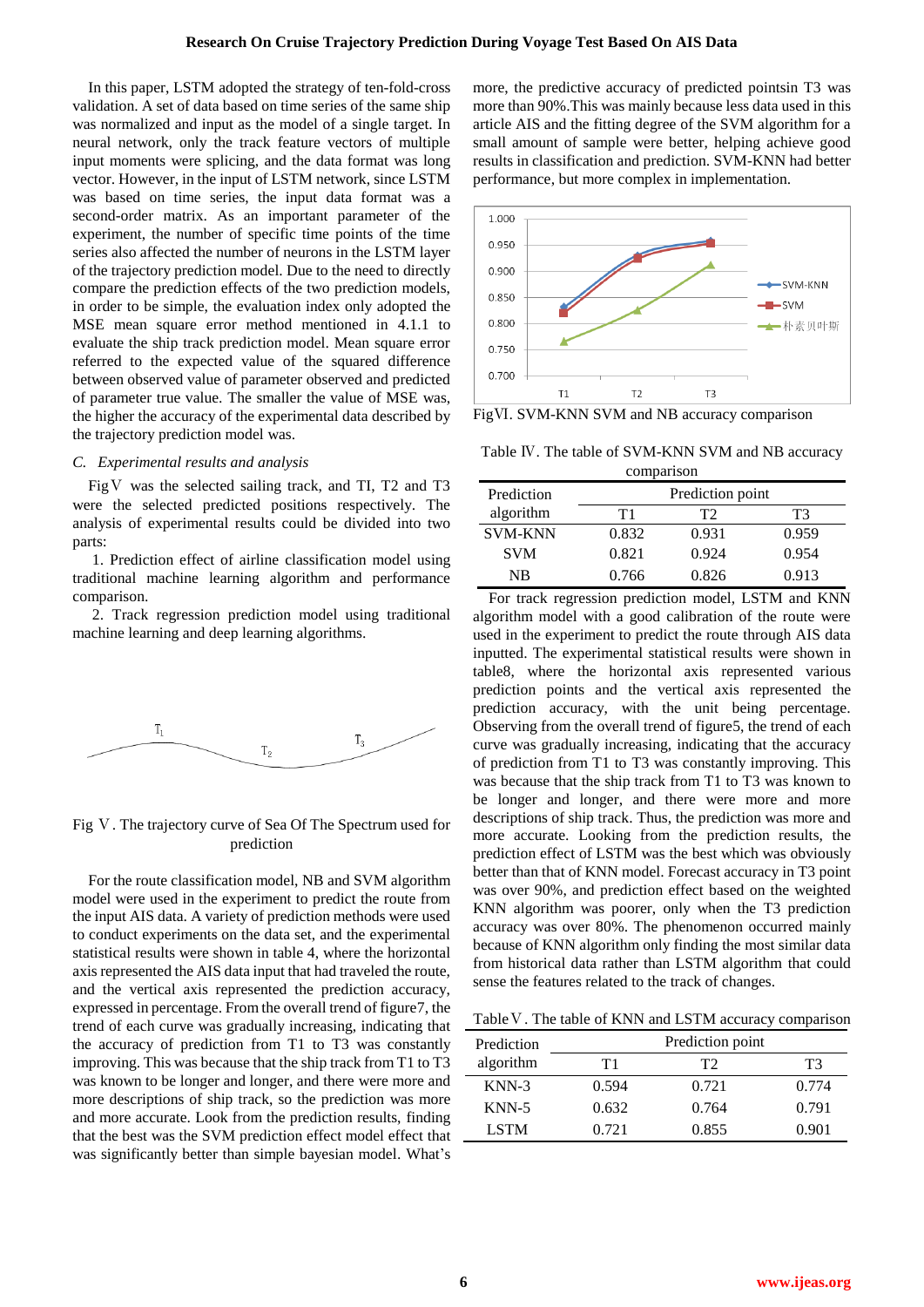In this paper, LSTM adopted the strategy of ten-fold-cross validation. A set of data based on time series of the same ship was normalized and input as the model of a single target. In neural network, only the track feature vectors of multiple input moments were splicing, and the data format was long vector. However, in the input of LSTM network, since LSTM was based on time series, the input data format was a second-order matrix. As an important parameter of the experiment, the number of specific time points of the time series also affected the number of neurons in the LSTM layer of the trajectory prediction model. Due to the need to directly compare the prediction effects of the two prediction models, in order to be simple, the evaluation index only adopted the MSE mean square error method mentioned in 4.1.1 to evaluate the ship track prediction model. Mean square error referred to the expected value of the squared difference between observed value of parameter observed and predicted of parameter true value. The smaller the value of MSE was, the higher the accuracy of the experimental data described by the trajectory prediction model was.

### *C. Experimental results and analysis*

FigⅤ was the selected sailing track, and TI, T2 and T3 were the selected predicted positions respectively. The analysis of experimental results could be divided into two parts:

1. Prediction effect of airline classification model using traditional machine learning algorithm and performance comparison.

2. Track regression prediction model using traditional machine learning and deep learning algorithms.

Fig Ⅴ. The trajectory curve of Sea Of The Spectrum used for prediction

For the route classification model, NB and SVM algorithm model were used in the experiment to predict the route from the input AIS data. A variety of prediction methods were used to conduct experiments on the data set, and the experimental statistical results were shown in table 4, where the horizontal axis represented the AIS data input that had traveled the route, and the vertical axis represented the prediction accuracy, expressed in percentage. From the overall trend of figure7, the trend of each curve was gradually increasing, indicating that the accuracy of prediction from T1 to T3 was constantly improving. This was because the ship track from T1 to T3 was known to be longer and longer, and there were more and more descriptions of ship track, so the prediction was more and more accurate. Look from the prediction results, finding that the best was the SVM prediction effect model effect that was significantly better than simple bayesian model. What's more, the predictive accuracy of predicted pointsin T3 was more than 90%.This was mainly because less data used in this article AIS and the fitting degree of the SVM algorithm for a small amount of sample were better, helping achieve good results in classification and prediction. SVM-KNN had better performance, but more complex in implementation.

FigⅥ. SVM-KNN SVM and NB accuracy comparison

Table Ⅳ. The table of SVM-KNN SVM and NB accuracy comparison

| Prediction algorithm | Prediction point | | |
|---|---|---|---|
| | T1 | T2 | T3 |
| SVM-KNN | 0.832 | 0.931 | 0.959 |
| SVM | 0.821 | 0.924 | 0.954 |
| NB | 0.766 | 0.826 | 0.913 |

For track regression prediction model, LSTM and KNN algorithm model with a good calibration of the route were used in the experiment to predict the route through AIS data inputted. The experimental statistical results were shown in table8, where the horizontal axis represented various prediction points and the vertical axis represented the prediction accuracy, with the unit being percentage. Observing from the overall trend of figure5, the trend of each curve was gradually increasing, indicating that the accuracy of prediction from T1 to T3 was constantly improving. This was because that the ship track from T1 to T3 was known to be longer and longer, and there were more and more descriptions of ship track. Thus, the prediction was more and more accurate. Looking from the prediction results, the prediction effect of LSTM was the best which was obviously better than that of KNN model. Forecast accuracy in T3 point was over 90%, and prediction effect based on the weighted KNN algorithm was poorer, only when the T3 prediction accuracy was over 80%. The phenomenon occurred mainly because of KNN algorithm only finding the most similar data from historical data rather than LSTM algorithm that could sense the features related to the track of changes.

TableⅤ. The table of KNN and LSTM accuracy comparison

| Prediction algorithm | Prediction point | | |
|---|---|---|---|
| | T1 | T2 | T3 |
| KNN-3 | 0.594 | 0.721 | 0.774 |
| KNN-5 | 0.632 | 0.764 | 0.791 |
| LSTM | 0.721 | 0.855 | 0.901 |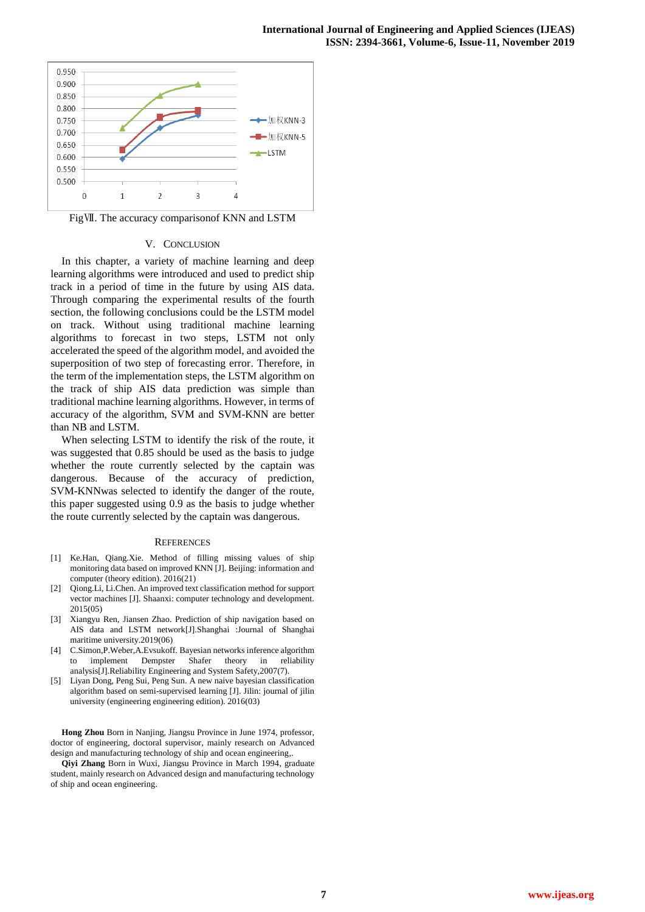0.950
0.900
0.850
0.800
0.750
0.700
0.650
0.600
0.550
0.500

0 1 2 3 4

加权KNN-3
加权KNN-5
LSTM

FigⅦ. The accuracy comparisonof KNN and LSTM

## V. CONCLUSION

In this chapter, a variety of machine learning and deep learning algorithms were introduced and used to predict ship track in a period of time in the future by using AIS data. Through comparing the experimental results of the fourth section, the following conclusions could be the LSTM model on track. Without using traditional machine learning algorithms to forecast in two steps, LSTM not only accelerated the speed of the algorithm model, and avoided the superposition of two step of forecasting error. Therefore, in the term of the implementation steps, the LSTM algorithm on the track of ship AIS data prediction was simple than traditional machine learning algorithms. However, in terms of accuracy of the algorithm, SVM and SVM-KNN are better than NB and LSTM.

When selecting LSTM to identify the risk of the route, it was suggested that 0.85 should be used as the basis to judge whether the route currently selected by the captain was dangerous. Because of the accuracy of prediction, SVM-KNNwas selected to identify the danger of the route, this paper suggested using 0.9 as the basis to judge whether the route currently selected by the captain was dangerous.

## REFERENCES

[1] Ke.Han, Qiang.Xie. Method of filling missing values of ship monitoring data based on improved KNN [J]. Beijing: information and computer (theory edition). 2016(21)

[2] Qiong.Li, Li.Chen. An improved text classification method for support vector machines [J]. Shaanxi: computer technology and development. 2015(05)

[3] Xiangyu Ren, Jiansen Zhao. Prediction of ship navigation based on AIS data and LSTM network[J].Shanghai :Journal of Shanghai maritime university.2019(06)

[4] C.Simon,P.Weber,A.Evsukoff. Bayesian networks inference algorithm to implement Dempster Shafer theory in reliability analysis[J].Reliability Engineering and System Safety,2007(7).

[5] Liyan Dong, Peng Sui, Peng Sun. A new naive bayesian classification algorithm based on semi-supervised learning [J]. Jilin: journal of jilin university (engineering engineering edition). 2016(03)

**Hong Zhou** Born in Nanjing, Jiangsu Province in June 1974, professor, doctor of engineering, doctoral supervisor, mainly research on Advanced design and manufacturing technology of ship and ocean engineering,.

**Qiyi Zhang** Born in Wuxi, Jiangsu Province in March 1994, graduate student, mainly research on Advanced design and manufacturing technology of ship and ocean engineering.